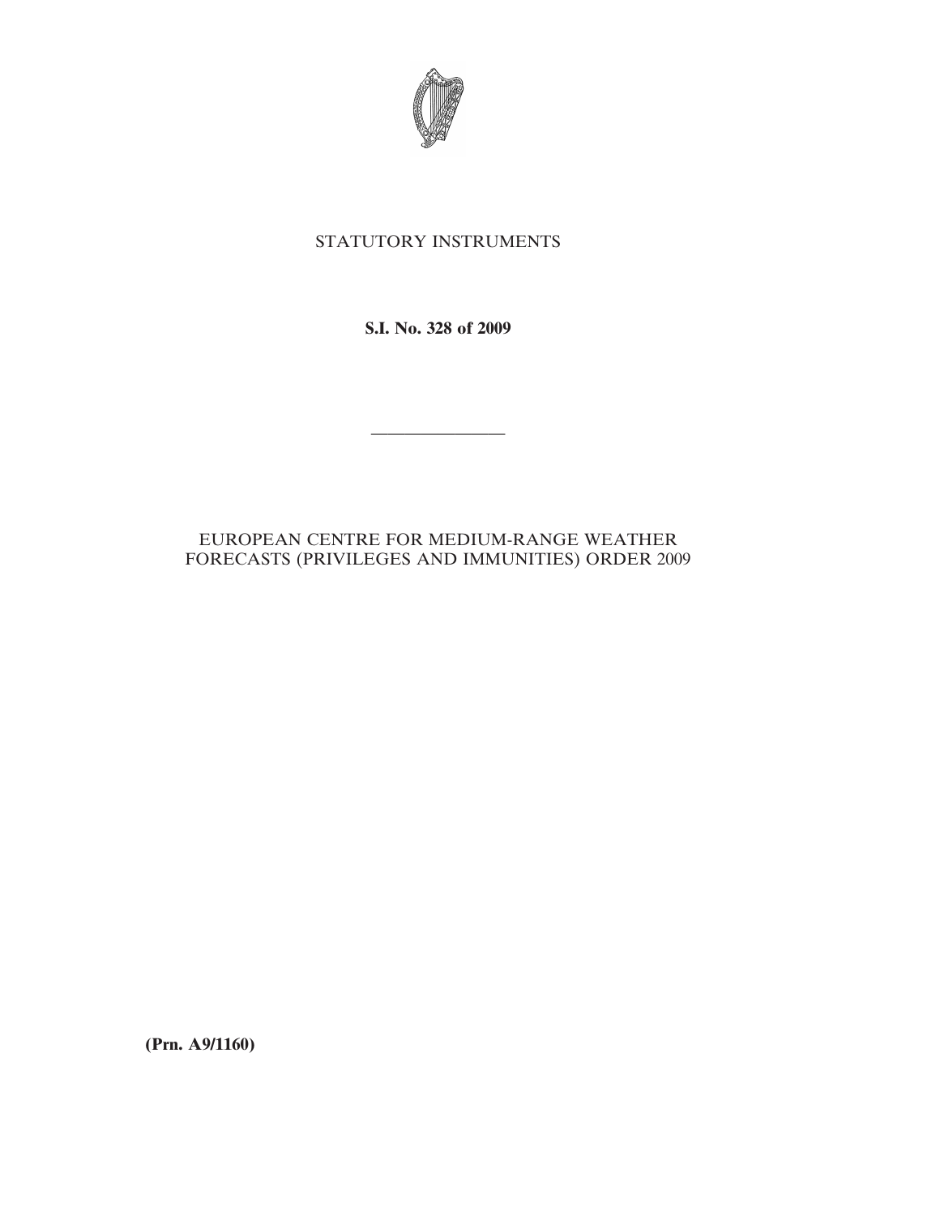STATUTORY INSTRUMENTS

**S.I. No. 328 of 2009**

---

EUROPEAN CENTRE FOR MEDIUM-RANGE WEATHER FORECASTS (PRIVILEGES AND IMMUNITIES) ORDER 2009

**(Prn. A9/1160)**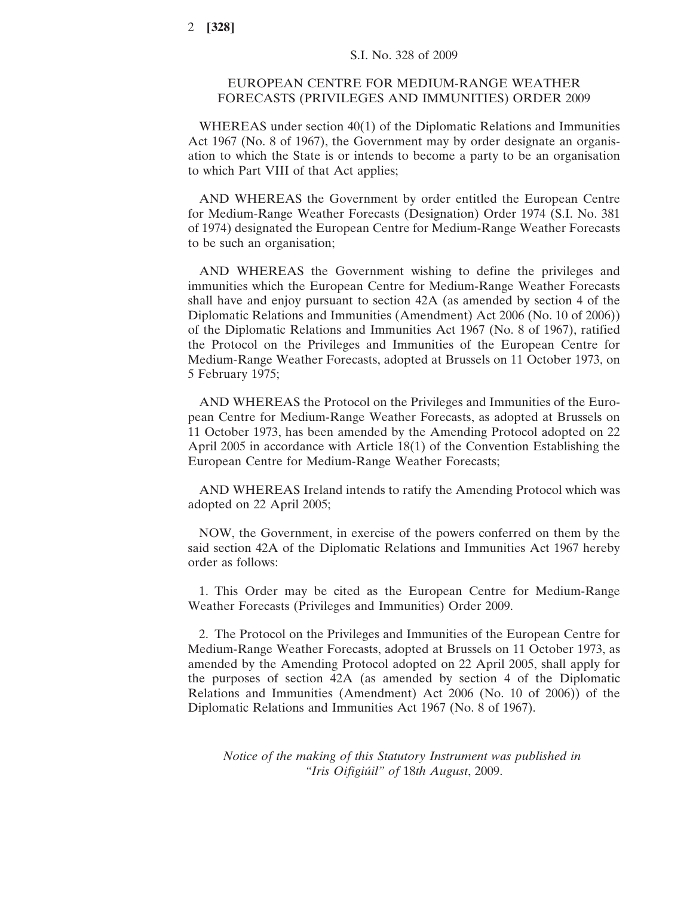S.I. No. 328 of 2009

## EUROPEAN CENTRE FOR MEDIUM-RANGE WEATHER FORECASTS (PRIVILEGES AND IMMUNITIES) ORDER 2009

WHEREAS under section 40(1) of the Diplomatic Relations and Immunities Act 1967 (No. 8 of 1967), the Government may by order designate an organisation to which the State is or intends to become a party to be an organisation to which Part VIII of that Act applies;

AND WHEREAS the Government by order entitled the European Centre for Medium-Range Weather Forecasts (Designation) Order 1974 (S.I. No. 381 of 1974) designated the European Centre for Medium-Range Weather Forecasts to be such an organisation;

AND WHEREAS the Government wishing to define the privileges and immunities which the European Centre for Medium-Range Weather Forecasts shall have and enjoy pursuant to section 42A (as amended by section 4 of the Diplomatic Relations and Immunities (Amendment) Act 2006 (No. 10 of 2006)) of the Diplomatic Relations and Immunities Act 1967 (No. 8 of 1967), ratified the Protocol on the Privileges and Immunities of the European Centre for Medium-Range Weather Forecasts, adopted at Brussels on 11 October 1973, on 5 February 1975;

AND WHEREAS the Protocol on the Privileges and Immunities of the European Centre for Medium-Range Weather Forecasts, as adopted at Brussels on 11 October 1973, has been amended by the Amending Protocol adopted on 22 April 2005 in accordance with Article 18(1) of the Convention Establishing the European Centre for Medium-Range Weather Forecasts;

AND WHEREAS Ireland intends to ratify the Amending Protocol which was adopted on 22 April 2005;

NOW, the Government, in exercise of the powers conferred on them by the said section 42A of the Diplomatic Relations and Immunities Act 1967 hereby order as follows:

1. This Order may be cited as the European Centre for Medium-Range Weather Forecasts (Privileges and Immunities) Order 2009.

2. The Protocol on the Privileges and Immunities of the European Centre for Medium-Range Weather Forecasts, adopted at Brussels on 11 October 1973, as amended by the Amending Protocol adopted on 22 April 2005, shall apply for the purposes of section 42A (as amended by section 4 of the Diplomatic Relations and Immunities (Amendment) Act 2006 (No. 10 of 2006)) of the Diplomatic Relations and Immunities Act 1967 (No. 8 of 1967).

*Notice of the making of this Statutory Instrument was published in "Iris Oifigiúil" of* 18*th August*, 2009.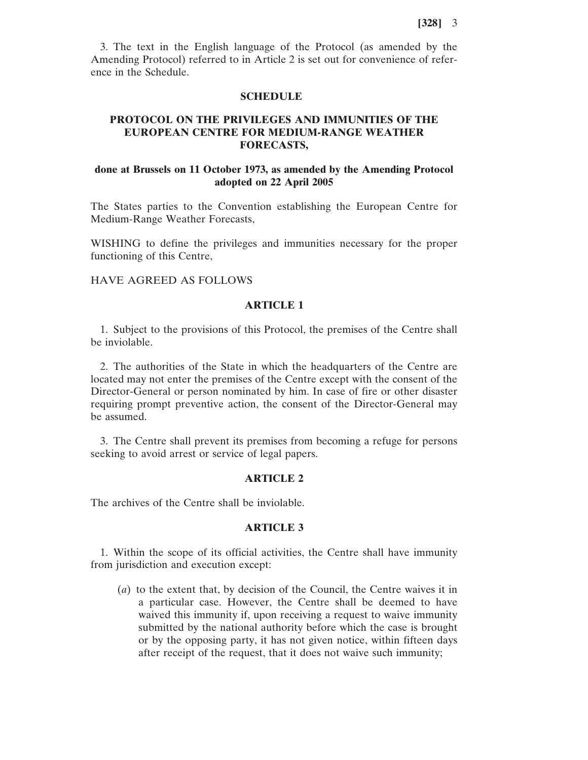3. The text in the English language of the Protocol (as amended by the Amending Protocol) referred to in Article 2 is set out for convenience of reference in the Schedule.

## SCHEDULE

## PROTOCOL ON THE PRIVILEGES AND IMMUNITIES OF THE EUROPEAN CENTRE FOR MEDIUM-RANGE WEATHER FORECASTS,

### done at Brussels on 11 October 1973, as amended by the Amending Protocol adopted on 22 April 2005

The States parties to the Convention establishing the European Centre for Medium-Range Weather Forecasts,

WISHING to define the privileges and immunities necessary for the proper functioning of this Centre,

HAVE AGREED AS FOLLOWS

### ARTICLE 1

1. Subject to the provisions of this Protocol, the premises of the Centre shall be inviolable.

2. The authorities of the State in which the headquarters of the Centre are located may not enter the premises of the Centre except with the consent of the Director-General or person nominated by him. In case of fire or other disaster requiring prompt preventive action, the consent of the Director-General may be assumed.

3. The Centre shall prevent its premises from becoming a refuge for persons seeking to avoid arrest or service of legal papers.

### ARTICLE 2

The archives of the Centre shall be inviolable.

### ARTICLE 3

1. Within the scope of its official activities, the Centre shall have immunity from jurisdiction and execution except:

(*a*) to the extent that, by decision of the Council, the Centre waives it in a particular case. However, the Centre shall be deemed to have waived this immunity if, upon receiving a request to waive immunity submitted by the national authority before which the case is brought or by the opposing party, it has not given notice, within fifteen days after receipt of the request, that it does not waive such immunity;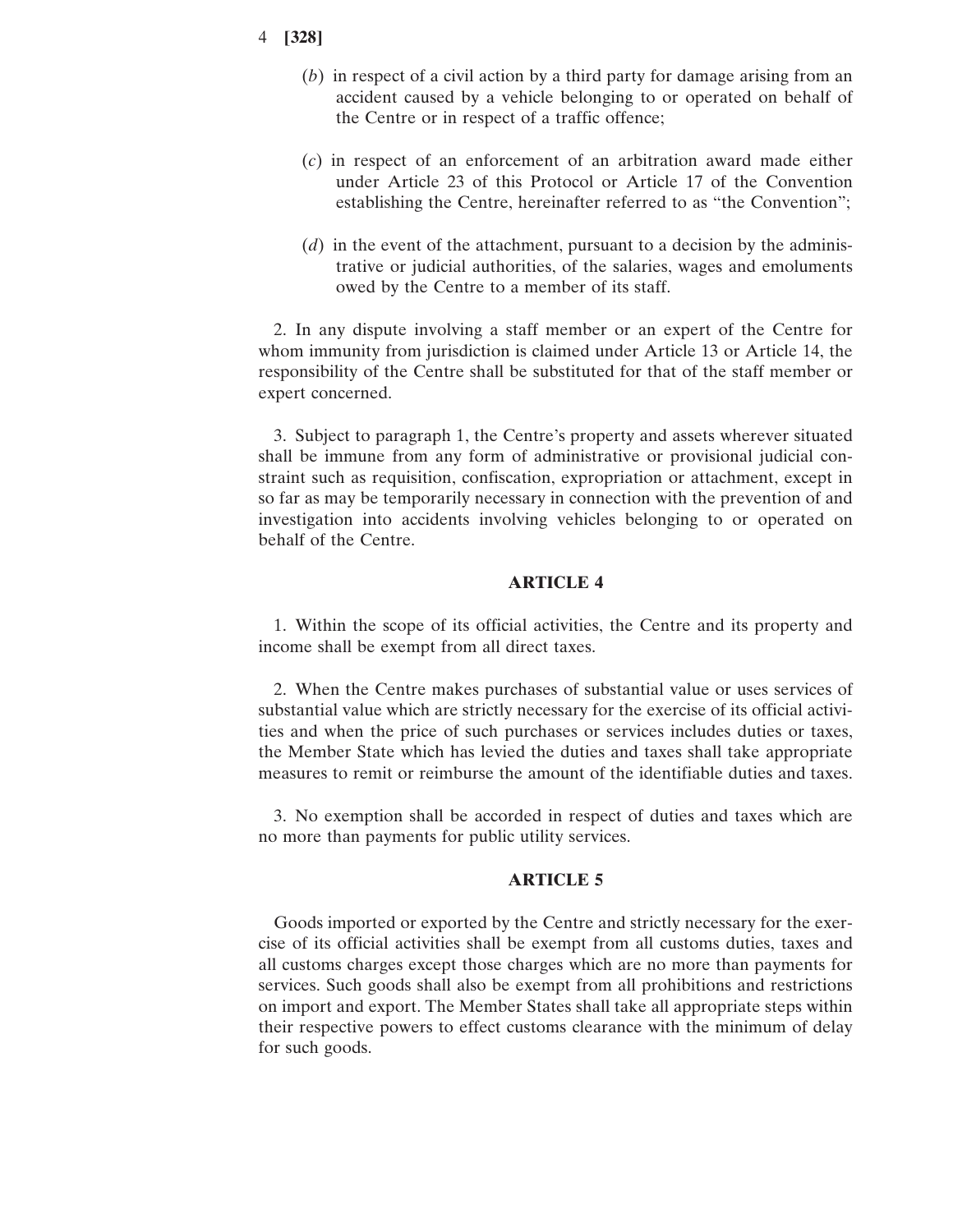(*b*) in respect of a civil action by a third party for damage arising from an accident caused by a vehicle belonging to or operated on behalf of the Centre or in respect of a traffic offence;

(*c*) in respect of an enforcement of an arbitration award made either under Article 23 of this Protocol or Article 17 of the Convention establishing the Centre, hereinafter referred to as "the Convention";

(*d*) in the event of the attachment, pursuant to a decision by the administrative or judicial authorities, of the salaries, wages and emoluments owed by the Centre to a member of its staff.

2. In any dispute involving a staff member or an expert of the Centre for whom immunity from jurisdiction is claimed under Article 13 or Article 14, the responsibility of the Centre shall be substituted for that of the staff member or expert concerned.

3. Subject to paragraph 1, the Centre's property and assets wherever situated shall be immune from any form of administrative or provisional judicial constraint such as requisition, confiscation, expropriation or attachment, except in so far as may be temporarily necessary in connection with the prevention of and investigation into accidents involving vehicles belonging to or operated on behalf of the Centre.

## ARTICLE 4

1. Within the scope of its official activities, the Centre and its property and income shall be exempt from all direct taxes.

2. When the Centre makes purchases of substantial value or uses services of substantial value which are strictly necessary for the exercise of its official activities and when the price of such purchases or services includes duties or taxes, the Member State which has levied the duties and taxes shall take appropriate measures to remit or reimburse the amount of the identifiable duties and taxes.

3. No exemption shall be accorded in respect of duties and taxes which are no more than payments for public utility services.

## ARTICLE 5

Goods imported or exported by the Centre and strictly necessary for the exercise of its official activities shall be exempt from all customs duties, taxes and all customs charges except those charges which are no more than payments for services. Such goods shall also be exempt from all prohibitions and restrictions on import and export. The Member States shall take all appropriate steps within their respective powers to effect customs clearance with the minimum of delay for such goods.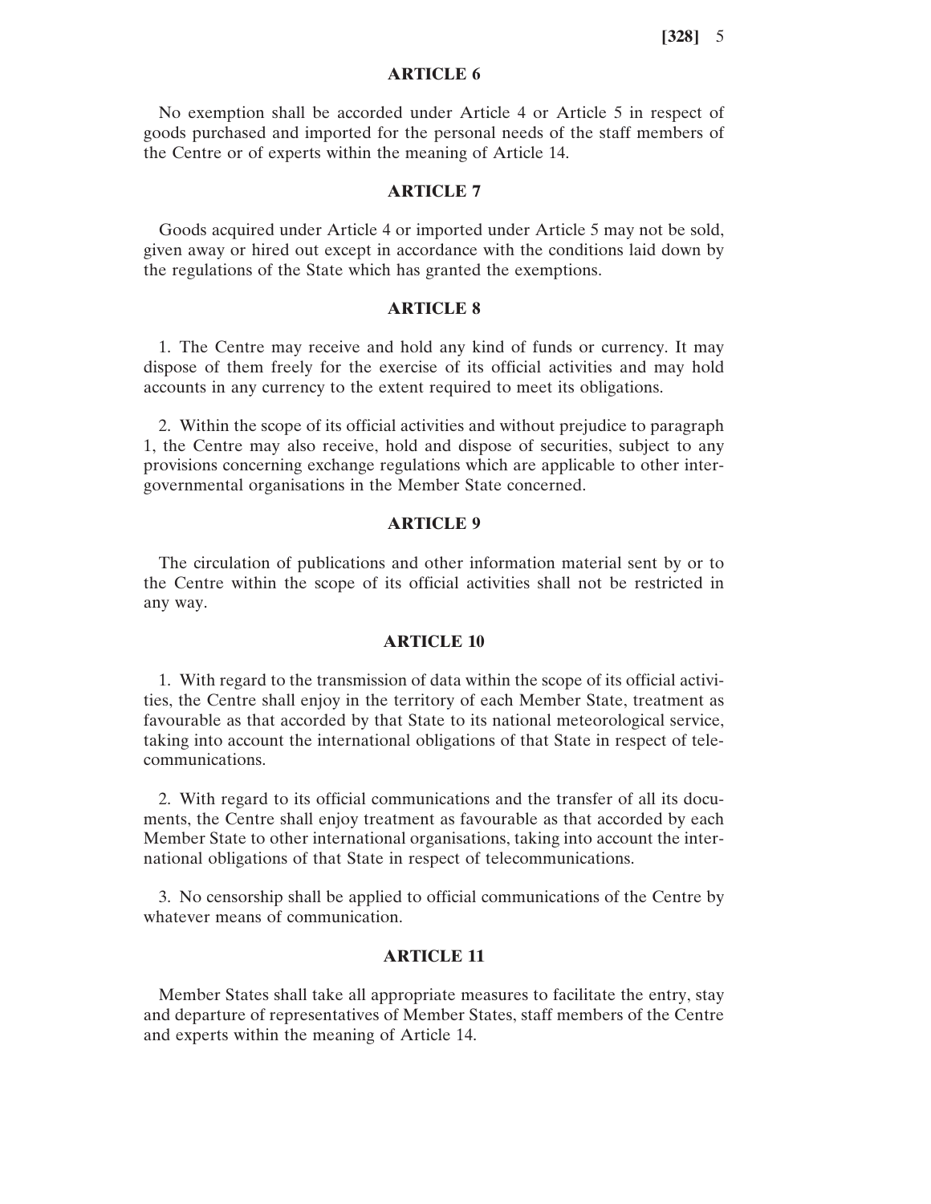## ARTICLE 6

No exemption shall be accorded under Article 4 or Article 5 in respect of goods purchased and imported for the personal needs of the staff members of the Centre or of experts within the meaning of Article 14.

## ARTICLE 7

Goods acquired under Article 4 or imported under Article 5 may not be sold, given away or hired out except in accordance with the conditions laid down by the regulations of the State which has granted the exemptions.

## ARTICLE 8

1. The Centre may receive and hold any kind of funds or currency. It may dispose of them freely for the exercise of its official activities and may hold accounts in any currency to the extent required to meet its obligations.

2. Within the scope of its official activities and without prejudice to paragraph 1, the Centre may also receive, hold and dispose of securities, subject to any provisions concerning exchange regulations which are applicable to other inter-governmental organisations in the Member State concerned.

## ARTICLE 9

The circulation of publications and other information material sent by or to the Centre within the scope of its official activities shall not be restricted in any way.

## ARTICLE 10

1. With regard to the transmission of data within the scope of its official activities, the Centre shall enjoy in the territory of each Member State, treatment as favourable as that accorded by that State to its national meteorological service, taking into account the international obligations of that State in respect of telecommunications.

2. With regard to its official communications and the transfer of all its documents, the Centre shall enjoy treatment as favourable as that accorded by each Member State to other international organisations, taking into account the international obligations of that State in respect of telecommunications.

3. No censorship shall be applied to official communications of the Centre by whatever means of communication.

## ARTICLE 11

Member States shall take all appropriate measures to facilitate the entry, stay and departure of representatives of Member States, staff members of the Centre and experts within the meaning of Article 14.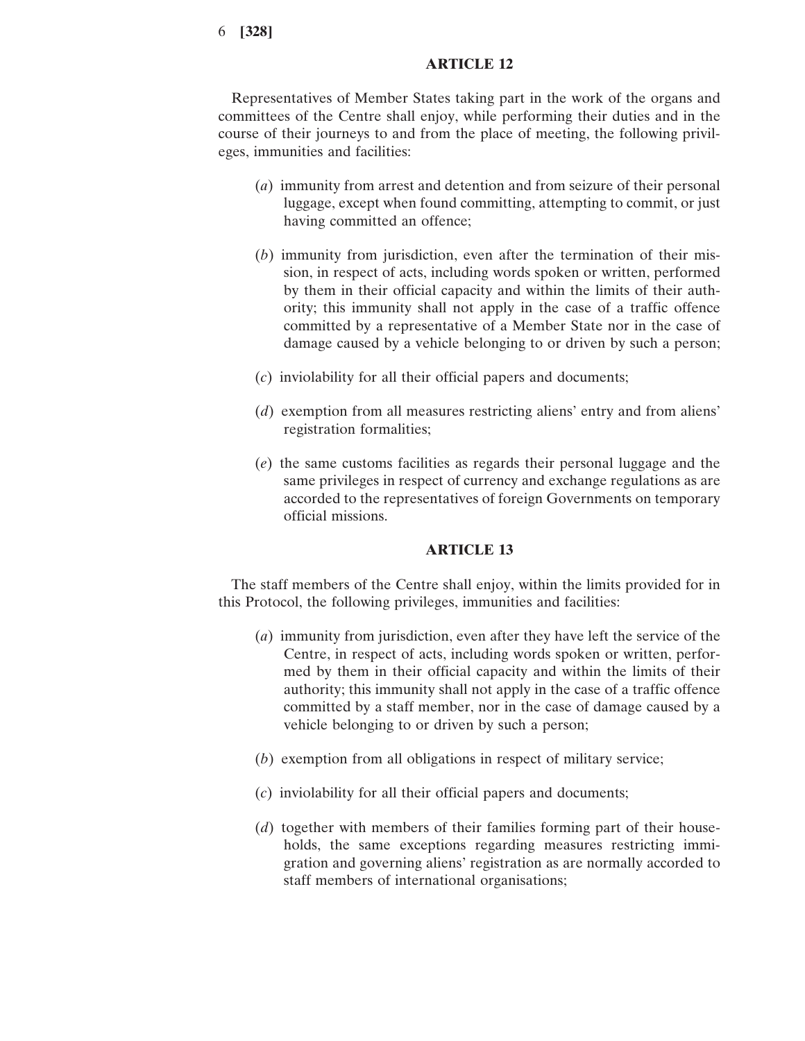## ARTICLE 12

Representatives of Member States taking part in the work of the organs and committees of the Centre shall enjoy, while performing their duties and in the course of their journeys to and from the place of meeting, the following privileges, immunities and facilities:

(*a*) immunity from arrest and detention and from seizure of their personal luggage, except when found committing, attempting to commit, or just having committed an offence;

(*b*) immunity from jurisdiction, even after the termination of their mission, in respect of acts, including words spoken or written, performed by them in their official capacity and within the limits of their authority; this immunity shall not apply in the case of a traffic offence committed by a representative of a Member State nor in the case of damage caused by a vehicle belonging to or driven by such a person;

(*c*) inviolability for all their official papers and documents;

(*d*) exemption from all measures restricting aliens' entry and from aliens' registration formalities;

(*e*) the same customs facilities as regards their personal luggage and the same privileges in respect of currency and exchange regulations as are accorded to the representatives of foreign Governments on temporary official missions.

## ARTICLE 13

The staff members of the Centre shall enjoy, within the limits provided for in this Protocol, the following privileges, immunities and facilities:

(*a*) immunity from jurisdiction, even after they have left the service of the Centre, in respect of acts, including words spoken or written, performed by them in their official capacity and within the limits of their authority; this immunity shall not apply in the case of a traffic offence committed by a staff member, nor in the case of damage caused by a vehicle belonging to or driven by such a person;

(*b*) exemption from all obligations in respect of military service;

(*c*) inviolability for all their official papers and documents;

(*d*) together with members of their families forming part of their households, the same exceptions regarding measures restricting immigration and governing aliens' registration as are normally accorded to staff members of international organisations;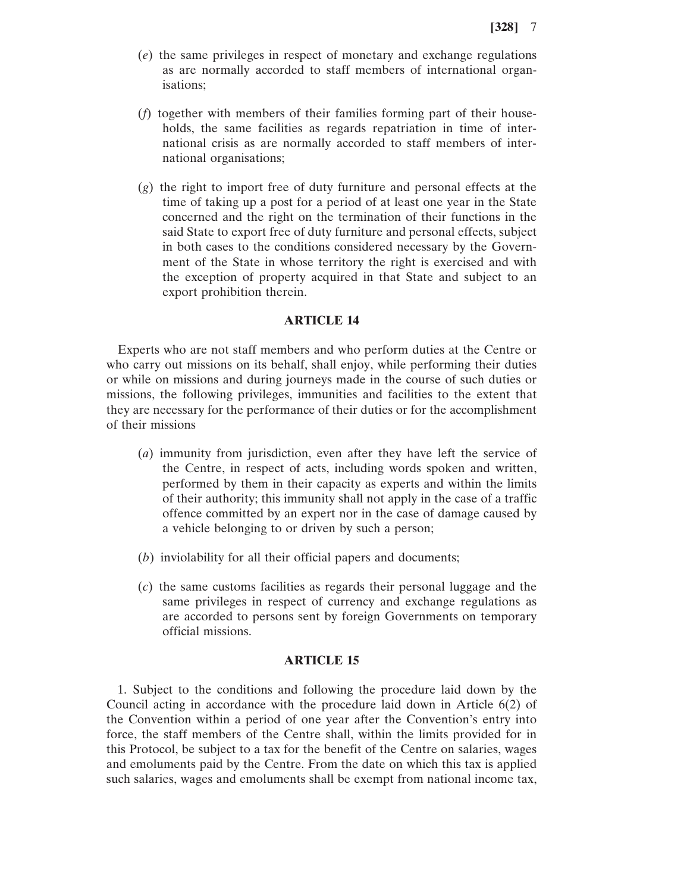(*e*) the same privileges in respect of monetary and exchange regulations as are normally accorded to staff members of international organisations;

(*f*) together with members of their families forming part of their households, the same facilities as regards repatriation in time of international crisis as are normally accorded to staff members of international organisations;

(*g*) the right to import free of duty furniture and personal effects at the time of taking up a post for a period of at least one year in the State concerned and the right on the termination of their functions in the said State to export free of duty furniture and personal effects, subject in both cases to the conditions considered necessary by the Government of the State in whose territory the right is exercised and with the exception of property acquired in that State and subject to an export prohibition therein.

## ARTICLE 14

Experts who are not staff members and who perform duties at the Centre or who carry out missions on its behalf, shall enjoy, while performing their duties or while on missions and during journeys made in the course of such duties or missions, the following privileges, immunities and facilities to the extent that they are necessary for the performance of their duties or for the accomplishment of their missions

(*a*) immunity from jurisdiction, even after they have left the service of the Centre, in respect of acts, including words spoken and written, performed by them in their capacity as experts and within the limits of their authority; this immunity shall not apply in the case of a traffic offence committed by an expert nor in the case of damage caused by a vehicle belonging to or driven by such a person;

(*b*) inviolability for all their official papers and documents;

(*c*) the same customs facilities as regards their personal luggage and the same privileges in respect of currency and exchange regulations as are accorded to persons sent by foreign Governments on temporary official missions.

## ARTICLE 15

1. Subject to the conditions and following the procedure laid down by the Council acting in accordance with the procedure laid down in Article 6(2) of the Convention within a period of one year after the Convention's entry into force, the staff members of the Centre shall, within the limits provided for in this Protocol, be subject to a tax for the benefit of the Centre on salaries, wages and emoluments paid by the Centre. From the date on which this tax is applied such salaries, wages and emoluments shall be exempt from national income tax,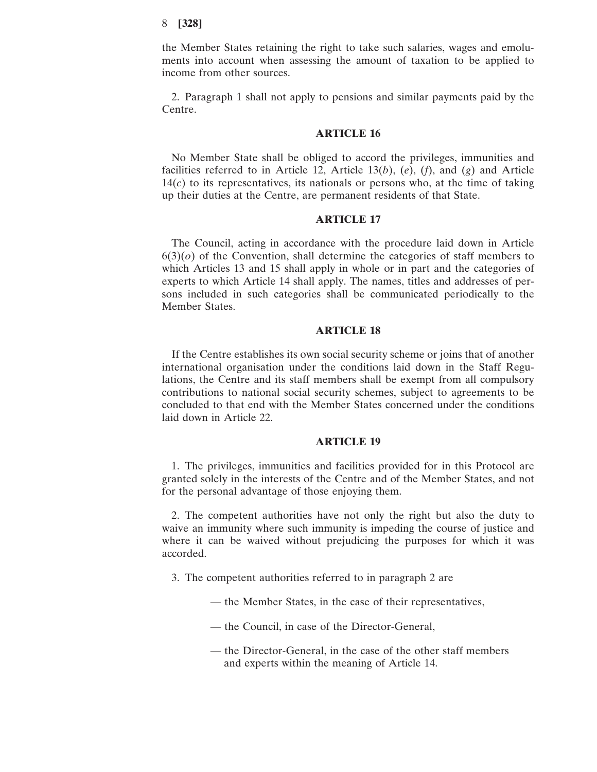the Member States retaining the right to take such salaries, wages and emoluments into account when assessing the amount of taxation to be applied to income from other sources.

2. Paragraph 1 shall not apply to pensions and similar payments paid by the Centre.

## ARTICLE 16

No Member State shall be obliged to accord the privileges, immunities and facilities referred to in Article 12, Article 13(*b*), (*e*), (*f*), and (*g*) and Article 14(*c*) to its representatives, its nationals or persons who, at the time of taking up their duties at the Centre, are permanent residents of that State.

## ARTICLE 17

The Council, acting in accordance with the procedure laid down in Article 6(3)(*o*) of the Convention, shall determine the categories of staff members to which Articles 13 and 15 shall apply in whole or in part and the categories of experts to which Article 14 shall apply. The names, titles and addresses of persons included in such categories shall be communicated periodically to the Member States.

## ARTICLE 18

If the Centre establishes its own social security scheme or joins that of another international organisation under the conditions laid down in the Staff Regulations, the Centre and its staff members shall be exempt from all compulsory contributions to national social security schemes, subject to agreements to be concluded to that end with the Member States concerned under the conditions laid down in Article 22.

## ARTICLE 19

1. The privileges, immunities and facilities provided for in this Protocol are granted solely in the interests of the Centre and of the Member States, and not for the personal advantage of those enjoying them.

2. The competent authorities have not only the right but also the duty to waive an immunity where such immunity is impeding the course of justice and where it can be waived without prejudicing the purposes for which it was accorded.

3. The competent authorities referred to in paragraph 2 are

— the Member States, in the case of their representatives,

— the Council, in case of the Director-General,

— the Director-General, in the case of the other staff members and experts within the meaning of Article 14.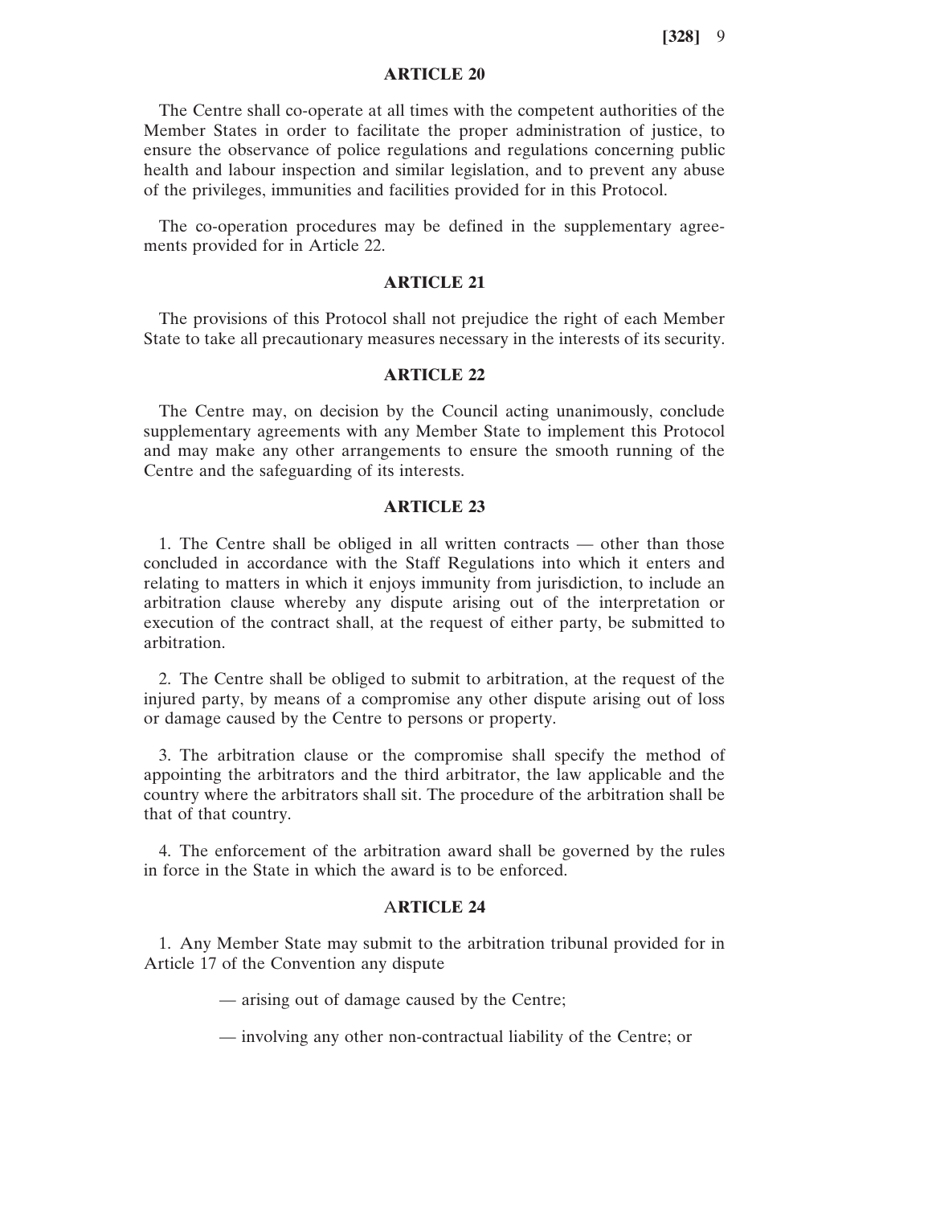## ARTICLE 20

The Centre shall co-operate at all times with the competent authorities of the Member States in order to facilitate the proper administration of justice, to ensure the observance of police regulations and regulations concerning public health and labour inspection and similar legislation, and to prevent any abuse of the privileges, immunities and facilities provided for in this Protocol.

The co-operation procedures may be defined in the supplementary agreements provided for in Article 22.

## ARTICLE 21

The provisions of this Protocol shall not prejudice the right of each Member State to take all precautionary measures necessary in the interests of its security.

## ARTICLE 22

The Centre may, on decision by the Council acting unanimously, conclude supplementary agreements with any Member State to implement this Protocol and may make any other arrangements to ensure the smooth running of the Centre and the safeguarding of its interests.

## ARTICLE 23

1. The Centre shall be obliged in all written contracts — other than those concluded in accordance with the Staff Regulations into which it enters and relating to matters in which it enjoys immunity from jurisdiction, to include an arbitration clause whereby any dispute arising out of the interpretation or execution of the contract shall, at the request of either party, be submitted to arbitration.

2. The Centre shall be obliged to submit to arbitration, at the request of the injured party, by means of a compromise any other dispute arising out of loss or damage caused by the Centre to persons or property.

3. The arbitration clause or the compromise shall specify the method of appointing the arbitrators and the third arbitrator, the law applicable and the country where the arbitrators shall sit. The procedure of the arbitration shall be that of that country.

4. The enforcement of the arbitration award shall be governed by the rules in force in the State in which the award is to be enforced.

## ARTICLE 24

1. Any Member State may submit to the arbitration tribunal provided for in Article 17 of the Convention any dispute

— arising out of damage caused by the Centre;

— involving any other non-contractual liability of the Centre; or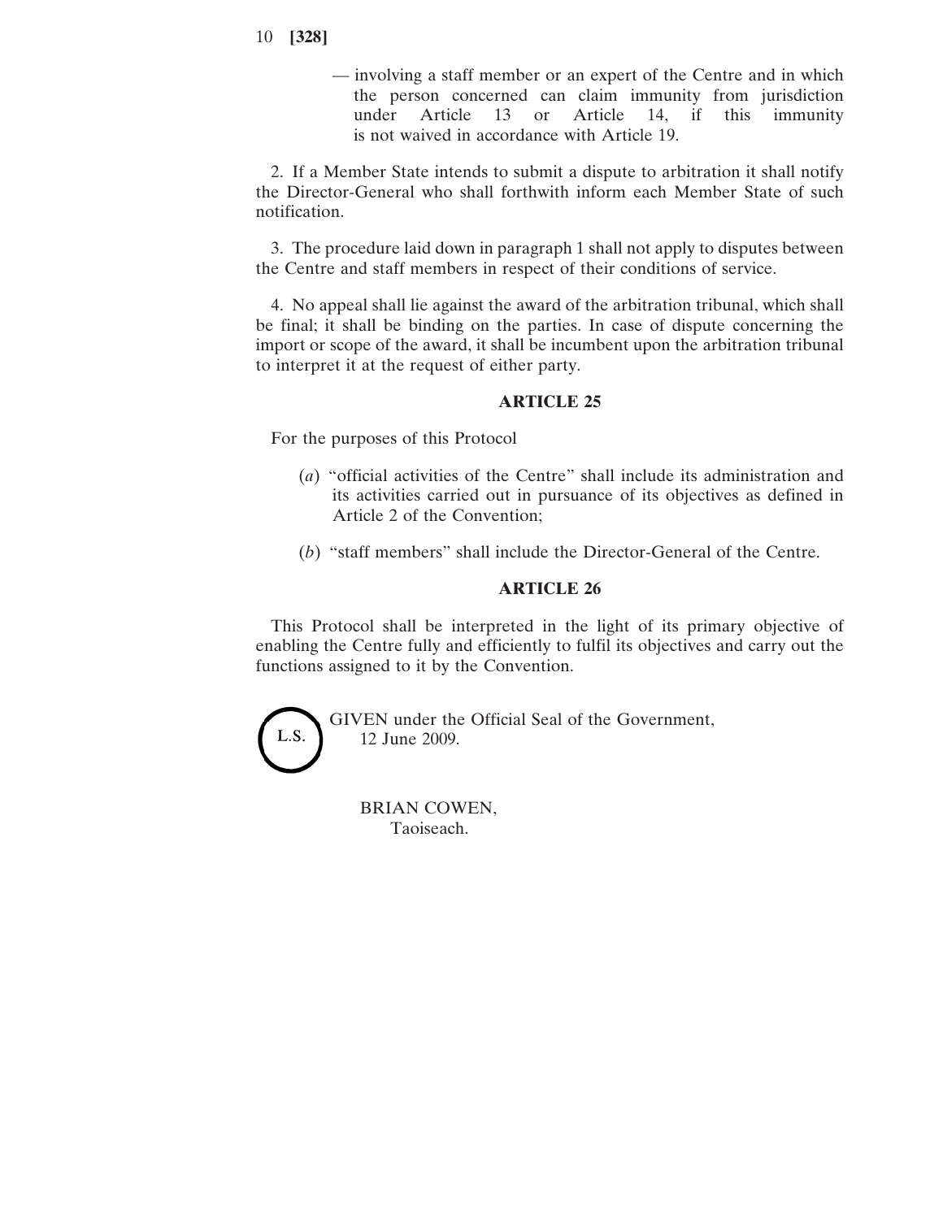— involving a staff member or an expert of the Centre and in which the person concerned can claim immunity from jurisdiction under Article 13 or Article 14, if this immunity is not waived in accordance with Article 19.

2. If a Member State intends to submit a dispute to arbitration it shall notify the Director-General who shall forthwith inform each Member State of such notification.

3. The procedure laid down in paragraph 1 shall not apply to disputes between the Centre and staff members in respect of their conditions of service.

4. No appeal shall lie against the award of the arbitration tribunal, which shall be final; it shall be binding on the parties. In case of dispute concerning the import or scope of the award, it shall be incumbent upon the arbitration tribunal to interpret it at the request of either party.

**ARTICLE 25**

For the purposes of this Protocol

(*a*) "official activities of the Centre" shall include its administration and its activities carried out in pursuance of its objectives as defined in Article 2 of the Convention;

(*b*) "staff members" shall include the Director-General of the Centre.

**ARTICLE 26**

This Protocol shall be interpreted in the light of its primary objective of enabling the Centre fully and efficiently to fulfil its objectives and carry out the functions assigned to it by the Convention.

L.S.

GIVEN under the Official Seal of the Government,
12 June 2009.

BRIAN COWEN,
Taoiseach.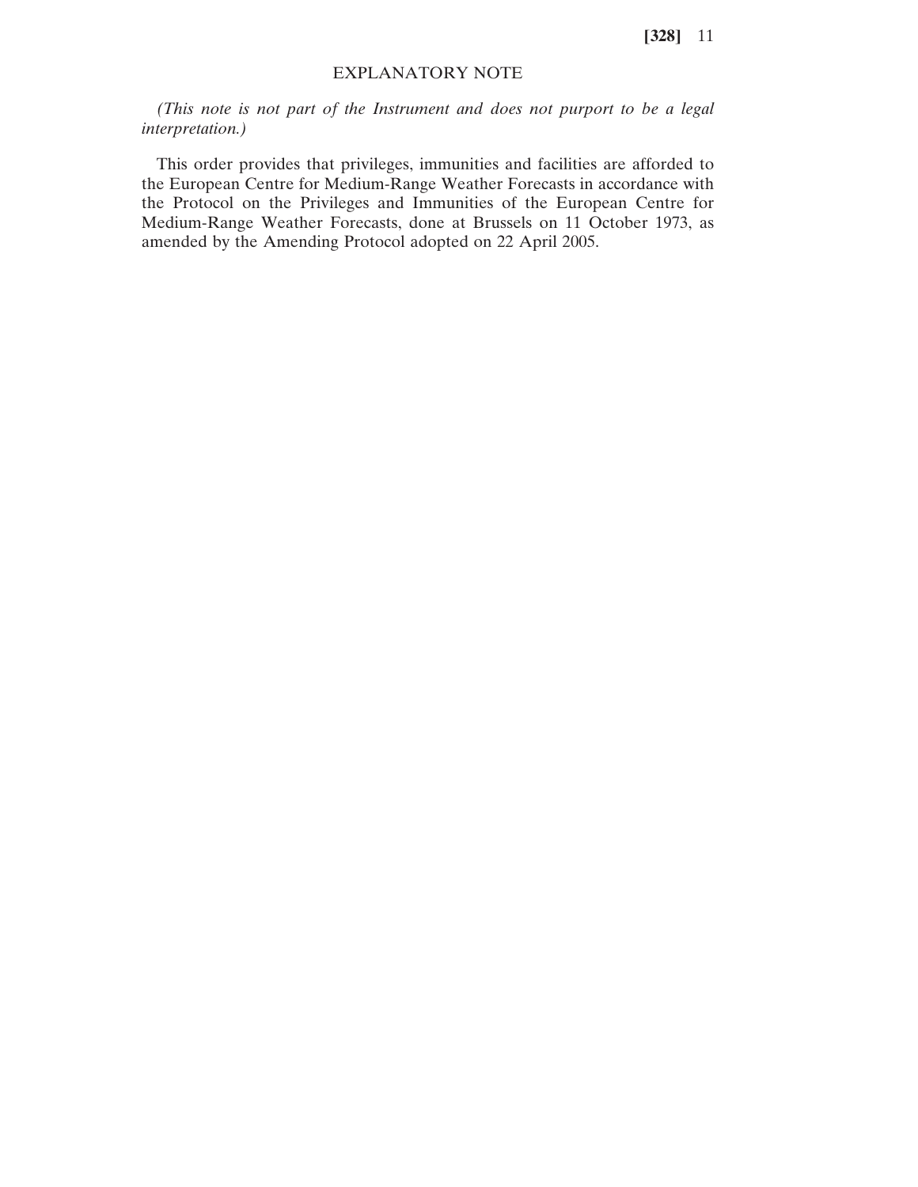## EXPLANATORY NOTE

*(This note is not part of the Instrument and does not purport to be a legal interpretation.)*

This order provides that privileges, immunities and facilities are afforded to the European Centre for Medium-Range Weather Forecasts in accordance with the Protocol on the Privileges and Immunities of the European Centre for Medium-Range Weather Forecasts, done at Brussels on 11 October 1973, as amended by the Amending Protocol adopted on 22 April 2005.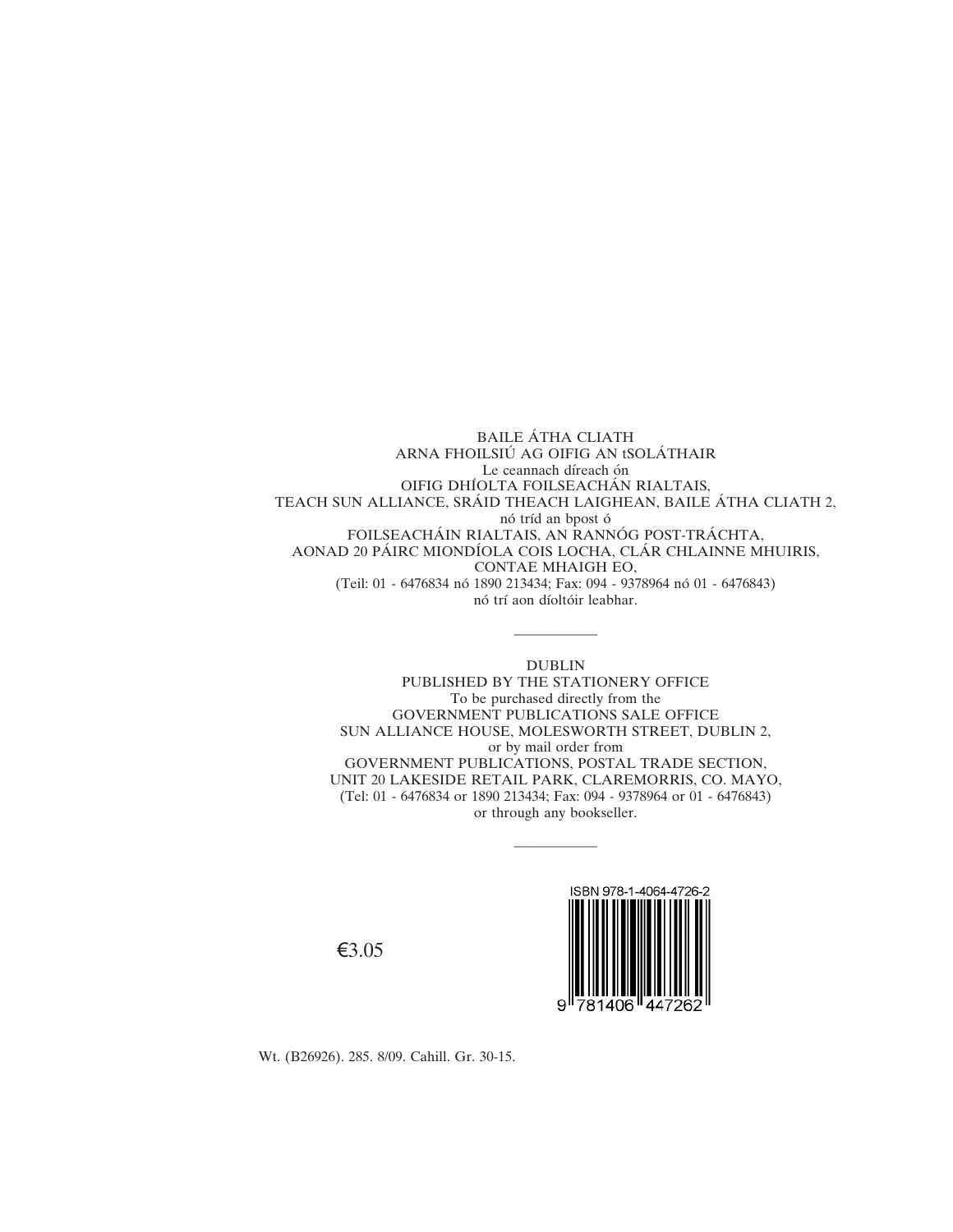BAILE ÁTHA CLIATH
ARNA FHOILSIÚ AG OIFIG AN tSOLÁTHAIR
Le ceannach díreach ón
OIFIG DHÍOLTA FOILSEACHÁN RIALTAIS,
TEACH SUN ALLIANCE, SRÁID THEACH LAIGHEAN, BAILE ÁTHA CLIATH 2,
nó tríd an bpost ó
FOILSEACHÁIN RIALTAIS, AN RANNÓG POST-TRÁCHTA,
AONAD 20 PÁIRC MIONDÍOLA COIS LOCHA, CLÁR CHLAINNE MHUIRIS,
CONTAE MHAIGH EO,
(Teil: 01 - 6476834 nó 1890 213434; Fax: 094 - 9378964 nó 01 - 6476843)
nó trí aon díoltóir leabhar.

---

DUBLIN
PUBLISHED BY THE STATIONERY OFFICE
To be purchased directly from the
GOVERNMENT PUBLICATIONS SALE OFFICE
SUN ALLIANCE HOUSE, MOLESWORTH STREET, DUBLIN 2,
or by mail order from
GOVERNMENT PUBLICATIONS, POSTAL TRADE SECTION,
UNIT 20 LAKESIDE RETAIL PARK, CLAREMORRIS, CO. MAYO,
(Tel: 01 - 6476834 or 1890 213434; Fax: 094 - 9378964 or 01 - 6476843)
or through any bookseller.

---

€3.05

ISBN 978-1-4064-4726-2

9 781406 447262

Wt. (B26926). 285. 8/09. Cahill. Gr. 30-15.